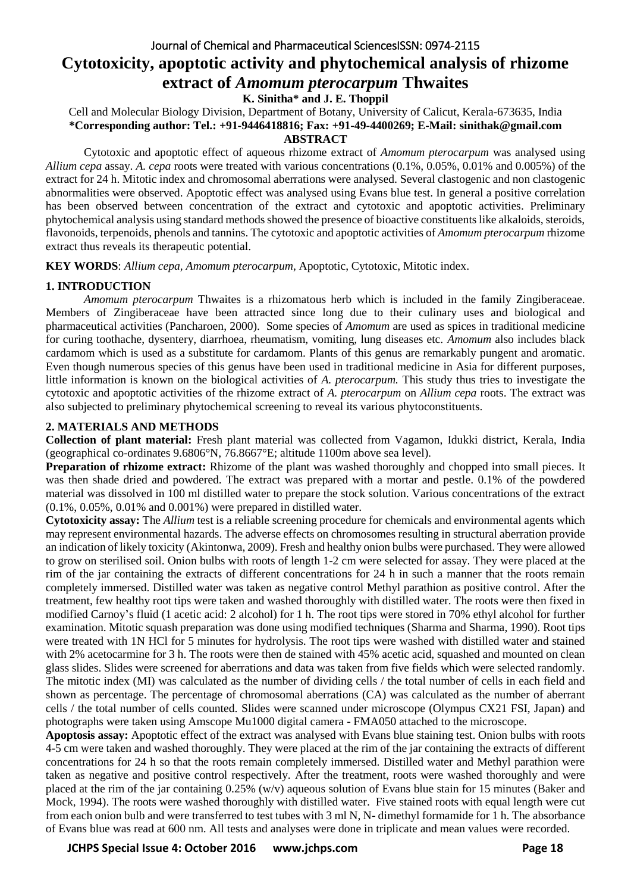# Cytotoxicity, apoptotic activity and phytochemical analysis of rhizome extract of *Amomum pterocarpum* Thwaites

**K. Sinitha\* and J. E. Thoppil**

Cell and Molecular Biology Division, Department of Botany, University of Calicut, Kerala-673635, India

**\*Corresponding author: Tel.: +91-9446418816; Fax: +91-49-4400269; E-Mail: sinithak@gmail.com**

**ABSTRACT**

Cytotoxic and apoptotic effect of aqueous rhizome extract of *Amomum pterocarpum* was analysed using *Allium cepa* assay. *A. cepa* roots were treated with various concentrations (0.1%, 0.05%, 0.01% and 0.005%) of the extract for 24 h. Mitotic index and chromosomal aberrations were analysed. Several clastogenic and non clastogenic abnormalities were observed. Apoptotic effect was analysed using Evans blue test. In general a positive correlation has been observed between concentration of the extract and cytotoxic and apoptotic activities. Preliminary phytochemical analysis using standard methods showed the presence of bioactive constituents like alkaloids, steroids, flavonoids, terpenoids, phenols and tannins. The cytotoxic and apoptotic activities of *Amomum pterocarpum* rhizome extract thus reveals its therapeutic potential.

**KEY WORDS**: *Allium cepa*, *Amomum pterocarpum*, Apoptotic, Cytotoxic, Mitotic index.

## 1. INTRODUCTION

*Amomum pterocarpum* Thwaites is a rhizomatous herb which is included in the family Zingiberaceae. Members of Zingiberaceae have been attracted since long due to their culinary uses and biological and pharmaceutical activities (Pancharoen, 2000). Some species of *Amomum* are used as spices in traditional medicine for curing toothache, dysentery, diarrhoea, rheumatism, vomiting, lung diseases etc. *Amomum* also includes black cardamom which is used as a substitute for cardamom. Plants of this genus are remarkably pungent and aromatic. Even though numerous species of this genus have been used in traditional medicine in Asia for different purposes, little information is known on the biological activities of *A. pterocarpum.* This study thus tries to investigate the cytotoxic and apoptotic activities of the rhizome extract of *A. pterocarpum* on *Allium cepa* roots. The extract was also subjected to preliminary phytochemical screening to reveal its various phytoconstituents.

## 2. MATERIALS AND METHODS

**Collection of plant material:** Fresh plant material was collected from Vagamon, Idukki district, Kerala, India (geographical co-ordinates 9.6806°N, 76.8667°E; altitude 1100m above sea level).

**Preparation of rhizome extract:** Rhizome of the plant was washed thoroughly and chopped into small pieces. It was then shade dried and powdered. The extract was prepared with a mortar and pestle. 0.1% of the powdered material was dissolved in 100 ml distilled water to prepare the stock solution. Various concentrations of the extract (0.1%, 0.05%, 0.01% and 0.001%) were prepared in distilled water.

**Cytotoxicity assay:** The *Allium* test is a reliable screening procedure for chemicals and environmental agents which may represent environmental hazards. The adverse effects on chromosomes resulting in structural aberration provide an indication of likely toxicity (Akintonwa, 2009). Fresh and healthy onion bulbs were purchased. They were allowed to grow on sterilised soil. Onion bulbs with roots of length 1-2 cm were selected for assay. They were placed at the rim of the jar containing the extracts of different concentrations for 24 h in such a manner that the roots remain completely immersed. Distilled water was taken as negative control Methyl parathion as positive control. After the treatment, few healthy root tips were taken and washed thoroughly with distilled water. The roots were then fixed in modified Carnoy's fluid (1 acetic acid: 2 alcohol) for 1 h. The root tips were stored in 70% ethyl alcohol for further examination. Mitotic squash preparation was done using modified techniques (Sharma and Sharma, 1990). Root tips were treated with 1N HCl for 5 minutes for hydrolysis. The root tips were washed with distilled water and stained with 2% acetocarmine for 3 h. The roots were then de stained with 45% acetic acid, squashed and mounted on clean glass slides. Slides were screened for aberrations and data was taken from five fields which were selected randomly. The mitotic index (MI) was calculated as the number of dividing cells / the total number of cells in each field and shown as percentage. The percentage of chromosomal aberrations (CA) was calculated as the number of aberrant cells / the total number of cells counted. Slides were scanned under microscope (Olympus CX21 FSI, Japan) and photographs were taken using Amscope Mu1000 digital camera - FMA050 attached to the microscope.

**Apoptosis assay:** Apoptotic effect of the extract was analysed with Evans blue staining test. Onion bulbs with roots 4-5 cm were taken and washed thoroughly. They were placed at the rim of the jar containing the extracts of different concentrations for 24 h so that the roots remain completely immersed. Distilled water and Methyl parathion were taken as negative and positive control respectively. After the treatment, roots were washed thoroughly and were placed at the rim of the jar containing 0.25% (w/v) aqueous solution of Evans blue stain for 15 minutes (Baker and Mock, 1994). The roots were washed thoroughly with distilled water. Five stained roots with equal length were cut from each onion bulb and were transferred to test tubes with 3 ml N, N- dimethyl formamide for 1 h. The absorbance of Evans blue was read at 600 nm. All tests and analyses were done in triplicate and mean values were recorded.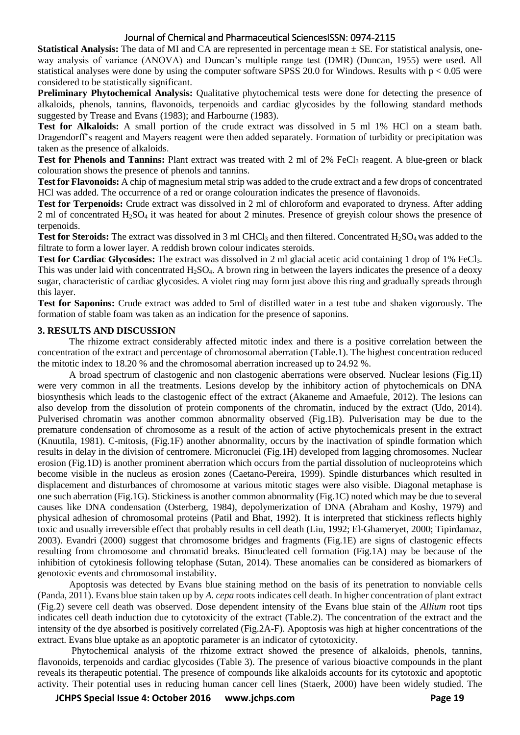**Statistical Analysis:** The data of MI and CA are represented in percentage mean ± SE. For statistical analysis, one-way analysis of variance (ANOVA) and Duncan's multiple range test (DMR) (Duncan, 1955) were used. All statistical analyses were done by using the computer software SPSS 20.0 for Windows. Results with $p < 0.05$ were considered to be statistically significant.

**Preliminary Phytochemical Analysis:** Qualitative phytochemical tests were done for detecting the presence of alkaloids, phenols, tannins, flavonoids, terpenoids and cardiac glycosides by the following standard methods suggested by Trease and Evans (1983); and Harbourne (1983).

**Test for Alkaloids:** A small portion of the crude extract was dissolved in 5 ml 1% HCl on a steam bath. Dragendorff's reagent and Mayers reagent were then added separately. Formation of turbidity or precipitation was taken as the presence of alkaloids.

**Test for Phenols and Tannins:** Plant extract was treated with 2 ml of 2% $FeCl_3$ reagent. A blue-green or black colouration shows the presence of phenols and tannins.

**Test for Flavonoids:** A chip of magnesium metal strip was added to the crude extract and a few drops of concentrated HCl was added. The occurrence of a red or orange colouration indicates the presence of flavonoids.

**Test for Terpenoids:** Crude extract was dissolved in 2 ml of chloroform and evaporated to dryness. After adding 2 ml of concentrated $H_2SO_4$ it was heated for about 2 minutes. Presence of greyish colour shows the presence of terpenoids.

**Test for Steroids:** The extract was dissolved in 3 ml $CHCl_3$ and then filtered. Concentrated $H_2SO_4$ was added to the filtrate to form a lower layer. A reddish brown colour indicates steroids.

**Test for Cardiac Glycosides:** The extract was dissolved in 2 ml glacial acetic acid containing 1 drop of 1% $FeCl_3$. This was under laid with concentrated $H_2SO_4$. A brown ring in between the layers indicates the presence of a deoxy sugar, characteristic of cardiac glycosides. A violet ring may form just above this ring and gradually spreads through this layer.

**Test for Saponins:** Crude extract was added to 5ml of distilled water in a test tube and shaken vigorously. The formation of stable foam was taken as an indication for the presence of saponins.

## 3. RESULTS AND DISCUSSION

The rhizome extract considerably affected mitotic index and there is a positive correlation between the concentration of the extract and percentage of chromosomal aberration (Table.1). The highest concentration reduced the mitotic index to 18.20 % and the chromosomal aberration increased up to 24.92 %.

A broad spectrum of clastogenic and non clastogenic aberrations were observed. Nuclear lesions (Fig.1I) were very common in all the treatments. Lesions develop by the inhibitory action of phytochemicals on DNA biosynthesis which leads to the clastogenic effect of the extract (Akaneme and Amaefule, 2012). The lesions can also develop from the dissolution of protein components of the chromatin, induced by the extract (Udo, 2014). Pulverised chromatin was another common abnormality observed (Fig.1B). Pulverisation may be due to the premature condensation of chromosome as a result of the action of active phytochemicals present in the extract (Knuutila, 1981). C-mitosis, (Fig.1F) another abnormality, occurs by the inactivation of spindle formation which results in delay in the division of centromere. Micronuclei (Fig.1H) developed from lagging chromosomes. Nuclear erosion (Fig.1D) is another prominent aberration which occurs from the partial dissolution of nucleoproteins which become visible in the nucleus as erosion zones (Caetano-Pereira, 1999). Spindle disturbances which resulted in displacement and disturbances of chromosome at various mitotic stages were also visible. Diagonal metaphase is one such aberration (Fig.1G). Stickiness is another common abnormality (Fig.1C) noted which may be due to several causes like DNA condensation (Osterberg, 1984), depolymerization of DNA (Abraham and Koshy, 1979) and physical adhesion of chromosomal proteins (Patil and Bhat, 1992). It is interpreted that stickiness reflects highly toxic and usually irreversible effect that probably results in cell death (Liu, 1992; El-Ghameryet, 2000; Tipirdamaz, 2003). Evandri (2000) suggest that chromosome bridges and fragments (Fig.1E) are signs of clastogenic effects resulting from chromosome and chromatid breaks. Binucleated cell formation (Fig.1A) may be because of the inhibition of cytokinesis following telophase (Sutan, 2014). These anomalies can be considered as biomarkers of genotoxic events and chromosomal instability.

Apoptosis was detected by Evans blue staining method on the basis of its penetration to nonviable cells (Panda, 2011). Evans blue stain taken up by *A. cepa* roots indicates cell death. In higher concentration of plant extract (Fig.2) severe cell death was observed. Dose dependent intensity of the Evans blue stain of the *Allium* root tips indicates cell death induction due to cytotoxicity of the extract (Table.2). The concentration of the extract and the intensity of the dye absorbed is positively correlated (Fig.2A-F). Apoptosis was high at higher concentrations of the extract. Evans blue uptake as an apoptotic parameter is an indicator of cytotoxicity.

Phytochemical analysis of the rhizome extract showed the presence of alkaloids, phenols, tannins, flavonoids, terpenoids and cardiac glycosides (Table 3). The presence of various bioactive compounds in the plant reveals its therapeutic potential. The presence of compounds like alkaloids accounts for its cytotoxic and apoptotic activity. Their potential uses in reducing human cancer cell lines (Staerk, 2000) have been widely studied. The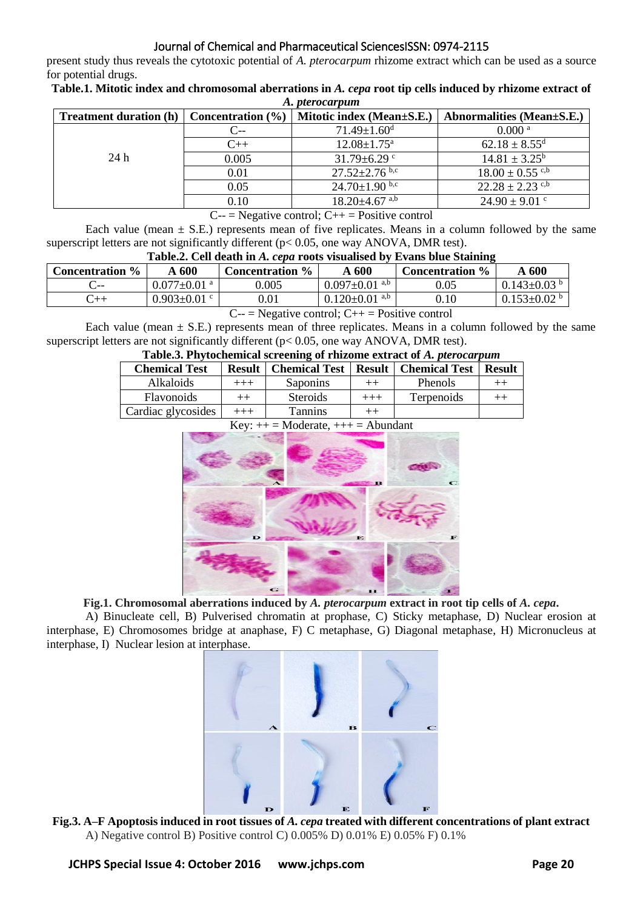present study thus reveals the cytotoxic potential of *A. pterocarpum* rhizome extract which can be used as a source for potential drugs.

**Table.1. Mitotic index and chromosomal aberrations in *A. cepa* root tip cells induced by rhizome extract of *A. pterocarpum***

| Treatment duration (h) | Concentration (%) | Mitotic index (Mean±S.E.) | Abnormalities (Mean±S.E.) |
|---|---|---|---|
| 24 h | C-- | 71.49±1.60[d] | 0.000 [a] |
| | C++ | 12.08±1.75[a] | 62.18 ± 8.55[d] |
| | 0.005 | 31.79±6.29 [c] | 14.81 ± 3.25[b] |
| | 0.01 | 27.52±2.76 [b,c] | 18.00 ± 0.55 [c,b] |
| | 0.05 | 24.70±1.90 [b,c] | 22.28 ± 2.23 [c,b] |
| | 0.10 | 18.20±4.67 [a,b] | 24.90 ± 9.01 [c] |

C-- = Negative control; C++ = Positive control

Each value (mean ± S.E.) represents mean of five replicates. Means in a column followed by the same superscript letters are not significantly different ($p < 0.05$, one way ANOVA, DMR test).

**Table.2. Cell death in *A. cepa* roots visualised by Evans blue Staining**

| Concentration % | A 600 | Concentration % | A 600 | Concentration % | A 600 |
|---|---|---|---|---|---|
| C-- | 0.077±0.01 [a] | 0.005 | 0.097±0.01 [a,b] | 0.05 | 0.143±0.03 [b] |
| C++ | 0.903±0.01 [c] | 0.01 | 0.120±0.01 [a,b] | 0.10 | 0.153±0.02 [b] |

C-- = Negative control; C++ = Positive control

Each value (mean ± S.E.) represents mean of three replicates. Means in a column followed by the same superscript letters are not significantly different ($p < 0.05$, one way ANOVA, DMR test).

**Table.3. Phytochemical screening of rhizome extract of *A. pterocarpum***

| Chemical Test | Result | Chemical Test | Result | Chemical Test | Result |
|---|---|---|---|---|---|
| Alkaloids | +++ | Saponins | ++ | Phenols | ++ |
| Flavonoids | ++ | Steroids | +++ | Terpenoids | ++ |
| Cardiac glycosides | +++ | Tannins | ++ | | |

Key: ++ = Moderate, +++ = Abundant

**Fig.1. Chromosomal aberrations induced by *A. pterocarpum* extract in root tip cells of *A. cepa*.**

A) Binucleate cell, B) Pulverised chromatin at prophase, C) Sticky metaphase, D) Nuclear erosion at interphase, E) Chromosomes bridge at anaphase, F) C metaphase, G) Diagonal metaphase, H) Micronucleus at interphase, I) Nuclear lesion at interphase.

**Fig.3. A–F Apoptosis induced in root tissues of *A. cepa* treated with different concentrations of plant extract**

A) Negative control B) Positive control C) 0.005% D) 0.01% E) 0.05% F) 0.1%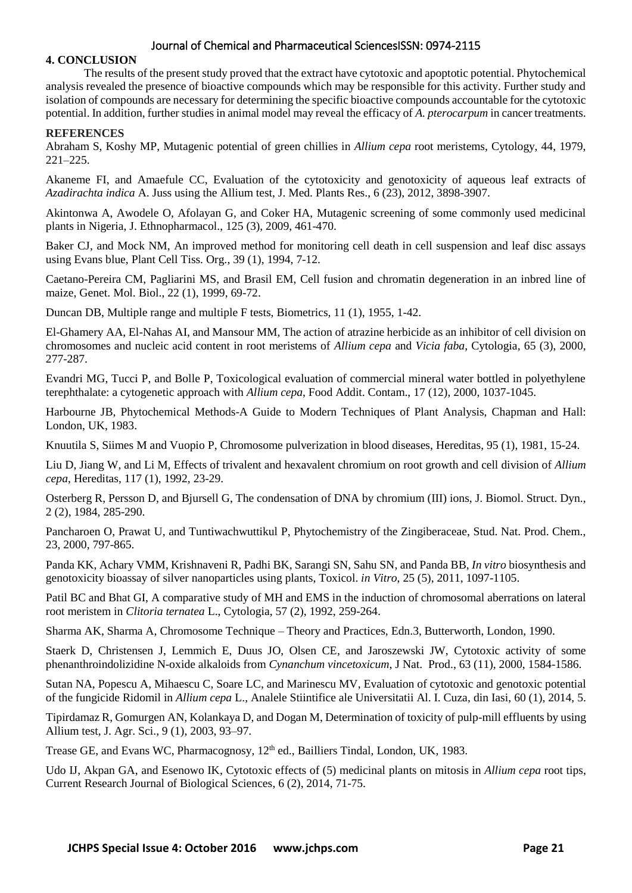## 4. CONCLUSION

The results of the present study proved that the extract have cytotoxic and apoptotic potential. Phytochemical analysis revealed the presence of bioactive compounds which may be responsible for this activity. Further study and isolation of compounds are necessary for determining the specific bioactive compounds accountable for the cytotoxic potential. In addition, further studies in animal model may reveal the efficacy of *A. pterocarpum* in cancer treatments.

## REFERENCES

Abraham S, Koshy MP, Mutagenic potential of green chillies in *Allium cepa* root meristems, Cytology, 44, 1979, 221–225.

Akaneme FI, and Amaefule CC, Evaluation of the cytotoxicity and genotoxicity of aqueous leaf extracts of *Azadirachta indica* A. Juss using the Allium test, J. Med. Plants Res., 6 (23), 2012, 3898-3907.

Akintonwa A, Awodele O, Afolayan G, and Coker HA, Mutagenic screening of some commonly used medicinal plants in Nigeria, J. Ethnopharmacol., 125 (3), 2009, 461-470.

Baker CJ, and Mock NM, An improved method for monitoring cell death in cell suspension and leaf disc assays using Evans blue, Plant Cell Tiss. Org., 39 (1), 1994, 7-12.

Caetano-Pereira CM, Pagliarini MS, and Brasil EM, Cell fusion and chromatin degeneration in an inbred line of maize, Genet. Mol. Biol., 22 (1), 1999, 69-72.

Duncan DB, Multiple range and multiple F tests, Biometrics, 11 (1), 1955, 1-42.

El-Ghamery AA, El-Nahas AI, and Mansour MM, The action of atrazine herbicide as an inhibitor of cell division on chromosomes and nucleic acid content in root meristems of *Allium cepa* and *Vicia faba*, Cytologia, 65 (3), 2000, 277-287.

Evandri MG, Tucci P, and Bolle P, Toxicological evaluation of commercial mineral water bottled in polyethylene terephthalate: a cytogenetic approach with *Allium cepa*, Food Addit. Contam., 17 (12), 2000, 1037-1045.

Harbourne JB, Phytochemical Methods-A Guide to Modern Techniques of Plant Analysis, Chapman and Hall: London, UK, 1983.

Knuutila S, Siimes M and Vuopio P, Chromosome pulverization in blood diseases, Hereditas, 95 (1), 1981, 15-24.

Liu D, Jiang W, and Li M, Effects of trivalent and hexavalent chromium on root growth and cell division of *Allium cepa*, Hereditas, 117 (1), 1992, 23-29.

Osterberg R, Persson D, and Bjursell G, The condensation of DNA by chromium (III) ions, J. Biomol. Struct. Dyn., 2 (2), 1984, 285-290.

Pancharoen O, Prawat U, and Tuntiwachwuttikul P, Phytochemistry of the Zingiberaceae, Stud. Nat. Prod. Chem., 23, 2000, 797-865.

Panda KK, Achary VMM, Krishnaveni R, Padhi BK, Sarangi SN, Sahu SN, and Panda BB, *In vitro* biosynthesis and genotoxicity bioassay of silver nanoparticles using plants, Toxicol. *in Vitro*, 25 (5), 2011, 1097-1105.

Patil BC and Bhat GI, A comparative study of MH and EMS in the induction of chromosomal aberrations on lateral root meristem in *Clitoria ternatea* L., Cytologia, 57 (2), 1992, 259-264.

Sharma AK, Sharma A, Chromosome Technique – Theory and Practices, Edn.3, Butterworth, London, 1990.

Staerk D, Christensen J, Lemmich E, Duus JO, Olsen CE, and Jaroszewski JW, Cytotoxic activity of some phenanthroindolizidine N-oxide alkaloids from *Cynanchum vincetoxicum*, J Nat. Prod., 63 (11), 2000, 1584-1586.

Sutan NA, Popescu A, Mihaescu C, Soare LC, and Marinescu MV, Evaluation of cytotoxic and genotoxic potential of the fungicide Ridomil in *Allium cepa* L., Analele Stiintifice ale Universitatii Al. I. Cuza, din Iasi, 60 (1), 2014, 5.

Tipirdamaz R, Gomurgen AN, Kolankaya D, and Dogan M, Determination of toxicity of pulp-mill effluents by using Allium test, J. Agr. Sci., 9 (1), 2003, 93–97.

Trease GE, and Evans WC, Pharmacognosy, 12th ed., Bailliers Tindal, London, UK, 1983.

Udo IJ, Akpan GA, and Esenowo IK, Cytotoxic effects of (5) medicinal plants on mitosis in *Allium cepa* root tips, Current Research Journal of Biological Sciences, 6 (2), 2014, 71-75.